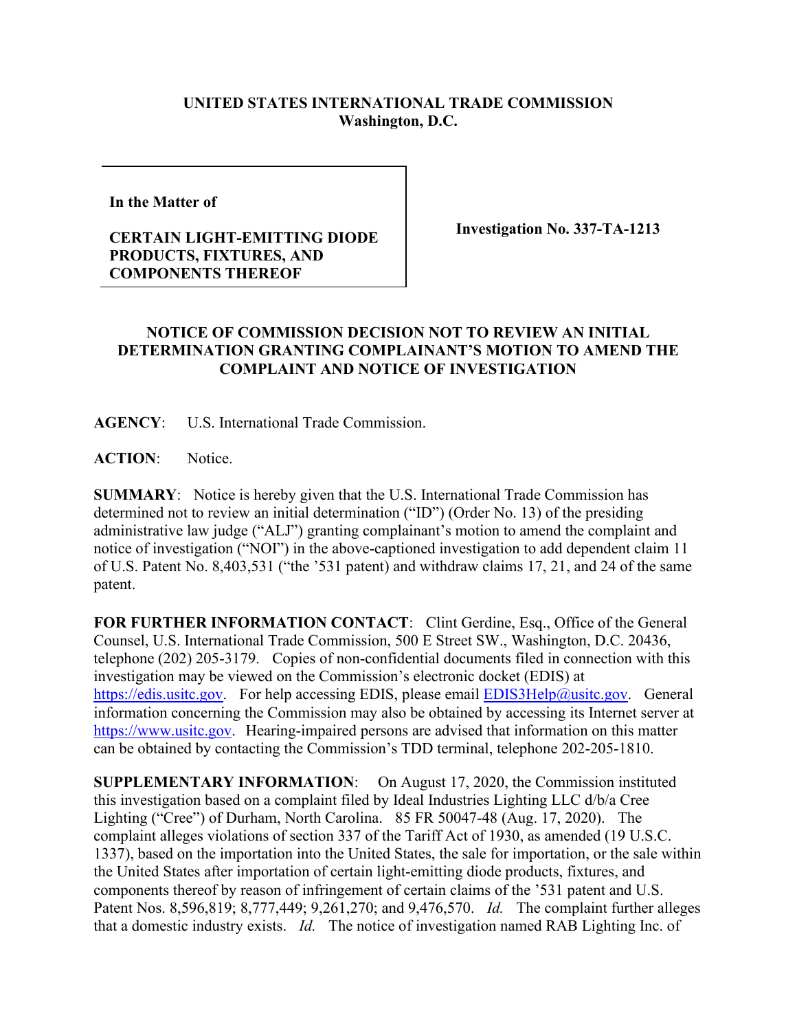**UNITED STATES INTERNATIONAL TRADE COMMISSION**
**Washington, D.C.**

| | |
|---|---|
| **In the Matter of**<br><br>**CERTAIN LIGHT-EMITTING DIODE PRODUCTS, FIXTURES, AND COMPONENTS THEREOF** | **Investigation No. 337-TA-1213** |

## NOTICE OF COMMISSION DECISION NOT TO REVIEW AN INITIAL DETERMINATION GRANTING COMPLAINANT'S MOTION TO AMEND THE COMPLAINT AND NOTICE OF INVESTIGATION

**AGENCY**: U.S. International Trade Commission.

**ACTION**: Notice.

**SUMMARY**: Notice is hereby given that the U.S. International Trade Commission has determined not to review an initial determination ("ID") (Order No. 13) of the presiding administrative law judge ("ALJ") granting complainant's motion to amend the complaint and notice of investigation ("NOI") in the above-captioned investigation to add dependent claim 11 of U.S. Patent No. 8,403,531 ("the '531 patent) and withdraw claims 17, 21, and 24 of the same patent.

**FOR FURTHER INFORMATION CONTACT**: Clint Gerdine, Esq., Office of the General Counsel, U.S. International Trade Commission, 500 E Street SW., Washington, D.C. 20436, telephone (202) 205-3179. Copies of non-confidential documents filed in connection with this investigation may be viewed on the Commission's electronic docket (EDIS) at https://edis.usitc.gov. For help accessing EDIS, please email EDIS3Help@usitc.gov. General information concerning the Commission may also be obtained by accessing its Internet server at https://www.usitc.gov. Hearing-impaired persons are advised that information on this matter can be obtained by contacting the Commission's TDD terminal, telephone 202-205-1810.

**SUPPLEMENTARY INFORMATION**: On August 17, 2020, the Commission instituted this investigation based on a complaint filed by Ideal Industries Lighting LLC d/b/a Cree Lighting ("Cree") of Durham, North Carolina. 85 FR 50047-48 (Aug. 17, 2020). The complaint alleges violations of section 337 of the Tariff Act of 1930, as amended (19 U.S.C. 1337), based on the importation into the United States, the sale for importation, or the sale within the United States after importation of certain light-emitting diode products, fixtures, and components thereof by reason of infringement of certain claims of the '531 patent and U.S. Patent Nos. 8,596,819; 8,777,449; 9,261,270; and 9,476,570. *Id.* The complaint further alleges that a domestic industry exists. *Id.* The notice of investigation named RAB Lighting Inc. of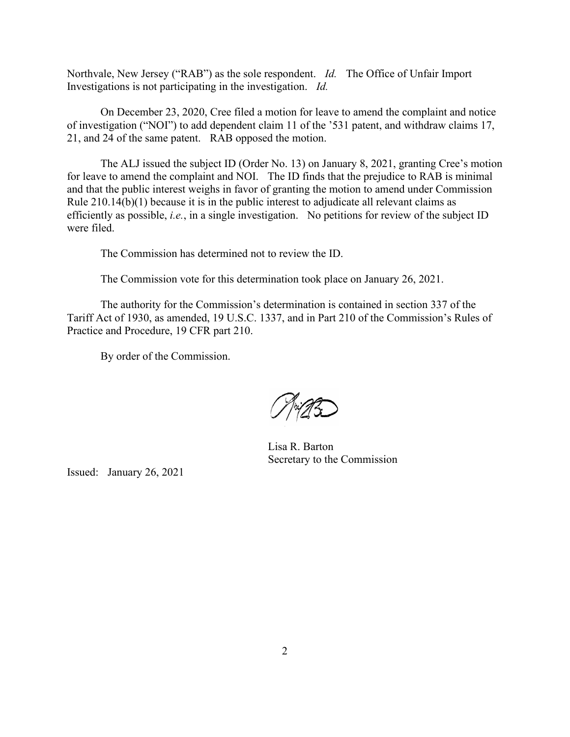Northvale, New Jersey ("RAB") as the sole respondent. *Id.* The Office of Unfair Import Investigations is not participating in the investigation. *Id.*

On December 23, 2020, Cree filed a motion for leave to amend the complaint and notice of investigation ("NOI") to add dependent claim 11 of the '531 patent, and withdraw claims 17, 21, and 24 of the same patent. RAB opposed the motion.

The ALJ issued the subject ID (Order No. 13) on January 8, 2021, granting Cree's motion for leave to amend the complaint and NOI. The ID finds that the prejudice to RAB is minimal and that the public interest weighs in favor of granting the motion to amend under Commission Rule 210.14(b)(1) because it is in the public interest to adjudicate all relevant claims as efficiently as possible, *i.e.*, in a single investigation. No petitions for review of the subject ID were filed.

The Commission has determined not to review the ID.

The Commission vote for this determination took place on January 26, 2021.

The authority for the Commission's determination is contained in section 337 of the Tariff Act of 1930, as amended, 19 U.S.C. 1337, and in Part 210 of the Commission's Rules of Practice and Procedure, 19 CFR part 210.

By order of the Commission.

Lisa R. Barton
Secretary to the Commission

Issued: January 26, 2021